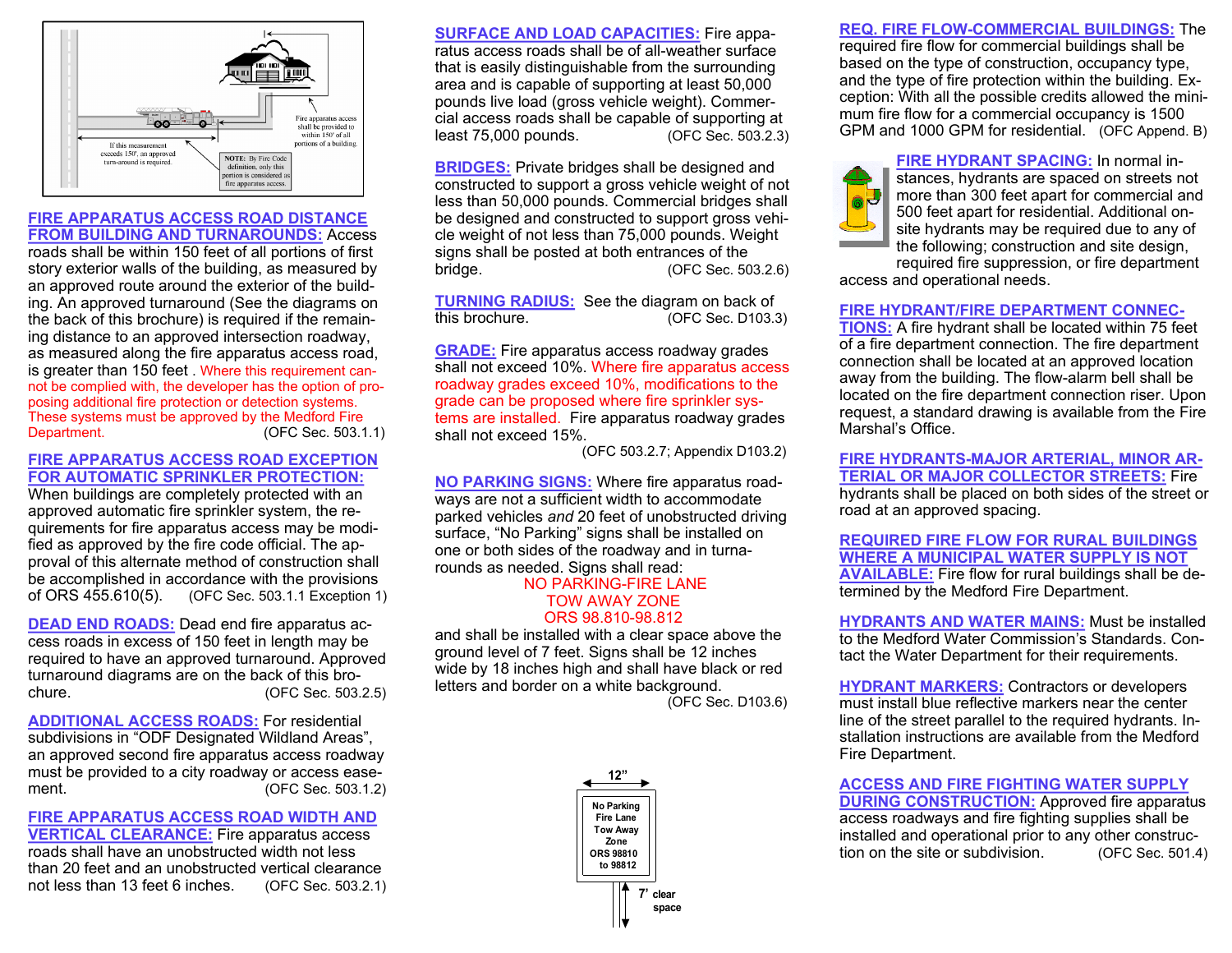If this measurement exceeds 150', an approved turn-around is required.

Fire apparatus access shall be provided to within 150' of all portions of a building.

NOTE: By Fire Code definition, only this portion is considered as fire apparatus access.

## FIRE APPARATUS ACCESS ROAD DISTANCE FROM BUILDING AND TURNAROUNDS:

Access roads shall be within 150 feet of all portions of first story exterior walls of the building, as measured by an approved route around the exterior of the building. An approved turnaround (See the diagrams on the back of this brochure) is required if the remaining distance to an approved intersection roadway, as measured along the fire apparatus access road, is greater than 150 feet . Where this requirement cannot be complied with, the developer has the option of proposing additional fire protection or detection systems. These systems must be approved by the Medford Fire Department. (OFC Sec. 503.1.1)

## FIRE APPARATUS ACCESS ROAD EXCEPTION FOR AUTOMATIC SPRINKLER PROTECTION:

When buildings are completely protected with an approved automatic fire sprinkler system, the requirements for fire apparatus access may be modified as approved by the fire code official. The approval of this alternate method of construction shall be accomplished in accordance with the provisions of ORS 455.610(5). (OFC Sec. 503.1.1 Exception 1)

## DEAD END ROADS:

Dead end fire apparatus access roads in excess of 150 feet in length may be required to have an approved turnaround. Approved turnaround diagrams are on the back of this brochure. (OFC Sec. 503.2.5)

## ADDITIONAL ACCESS ROADS:

For residential subdivisions in "ODF Designated Wildland Areas", an approved second fire apparatus access roadway must be provided to a city roadway or access easement. (OFC Sec. 503.1.2)

## FIRE APPARATUS ACCESS ROAD WIDTH AND VERTICAL CLEARANCE:

Fire apparatus access roads shall have an unobstructed width not less than 20 feet and an unobstructed vertical clearance not less than 13 feet 6 inches. (OFC Sec. 503.2.1)

## SURFACE AND LOAD CAPACITIES:

Fire apparatus access roads shall be of all-weather surface that is easily distinguishable from the surrounding area and is capable of supporting at least 50,000 pounds live load (gross vehicle weight). Commercial access roads shall be capable of supporting at least 75,000 pounds. (OFC Sec. 503.2.3)

## BRIDGES:

Private bridges shall be designed and constructed to support a gross vehicle weight of not less than 50,000 pounds. Commercial bridges shall be designed and constructed to support gross vehicle weight of not less than 75,000 pounds. Weight signs shall be posted at both entrances of the bridge. (OFC Sec. 503.2.6)

## TURNING RADIUS:

See the diagram on back of this brochure. (OFC Sec. D103.3)

## GRADE:

Fire apparatus access roadway grades shall not exceed 10%. Where fire apparatus access roadway grades exceed 10%, modifications to the grade can be proposed where fire sprinkler systems are installed. Fire apparatus roadway grades shall not exceed 15%. (OFC 503.2.7; Appendix D103.2)

## NO PARKING SIGNS:

Where fire apparatus roadways are not a sufficient width to accommodate parked vehicles *and* 20 feet of unobstructed driving surface, "No Parking" signs shall be installed on one or both sides of the roadway and in turnarounds as needed. Signs shall read:

NO PARKING-FIRE LANE
TOW AWAY ZONE
ORS 98.810-98.812

and shall be installed with a clear space above the ground level of 7 feet. Signs shall be 12 inches wide by 18 inches high and shall have black or red letters and border on a white background. (OFC Sec. D103.6)

12"

No Parking
Fire Lane
Tow Away Zone
ORS 98810 to 98812

7' clear space

## REQ. FIRE FLOW-COMMERCIAL BUILDINGS:

The required fire flow for commercial buildings shall be based on the type of construction, occupancy type, and the type of fire protection within the building. Exception: With all the possible credits allowed the minimum fire flow for a commercial occupancy is 1500 GPM and 1000 GPM for residential. (OFC Append. B)

## FIRE HYDRANT SPACING:

In normal instances, hydrants are spaced on streets not more than 300 feet apart for commercial and 500 feet apart for residential. Additional onsite hydrants may be required due to any of the following; construction and site design, required fire suppression, or fire department access and operational needs.

## FIRE HYDRANT/FIRE DEPARTMENT CONNECTIONS:

A fire hydrant shall be located within 75 feet of a fire department connection. The fire department connection shall be located at an approved location away from the building. The flow-alarm bell shall be located on the fire department connection riser. Upon request, a standard drawing is available from the Fire Marshal's Office.

## FIRE HYDRANTS-MAJOR ARTERIAL, MINOR ARTERIAL OR MAJOR COLLECTOR STREETS:

Fire hydrants shall be placed on both sides of the street or road at an approved spacing.

## REQUIRED FIRE FLOW FOR RURAL BUILDINGS WHERE A MUNICIPAL WATER SUPPLY IS NOT AVAILABLE:

Fire flow for rural buildings shall be determined by the Medford Fire Department.

## HYDRANTS AND WATER MAINS:

Must be installed to the Medford Water Commission's Standards. Contact the Water Department for their requirements.

## HYDRANT MARKERS:

Contractors or developers must install blue reflective markers near the center line of the street parallel to the required hydrants. Installation instructions are available from the Medford Fire Department.

## ACCESS AND FIRE FIGHTING WATER SUPPLY DURING CONSTRUCTION:

Approved fire apparatus access roadways and fire fighting supplies shall be installed and operational prior to any other construction on the site or subdivision. (OFC Sec. 501.4)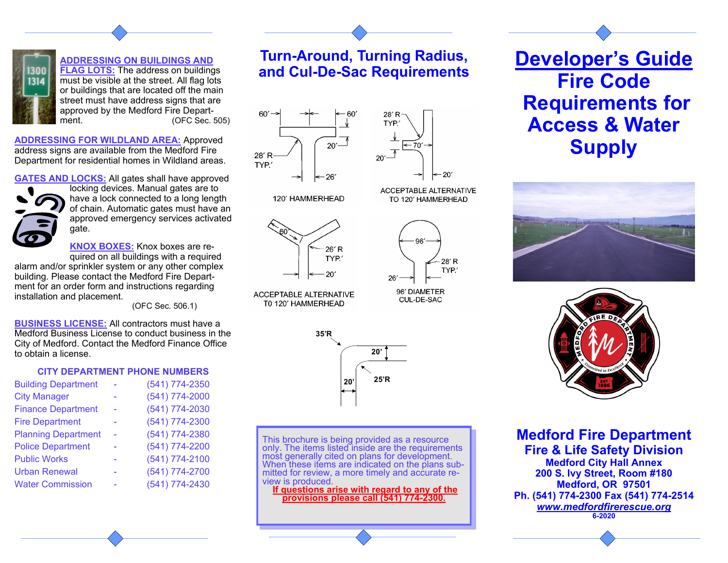**ADDRESSING ON BUILDINGS AND FLAG LOTS:** The address on buildings must be visible at the street. All flag lots or buildings that are located off the main street must have address signs that are approved by the Medford Fire Department. (OFC Sec. 505)

**ADDRESSING FOR WILDLAND AREA:** Approved address signs are available from the Medford Fire Department for residential homes in Wildland areas.

**GATES AND LOCKS:** All gates shall have approved locking devices. Manual gates are to have a lock connected to a long length of chain. Automatic gates must have an approved emergency services activated gate.

**KNOX BOXES:** Knox boxes are required on all buildings with a required alarm and/or sprinkler system or any other complex building. Please contact the Medford Fire Department for an order form and instructions regarding installation and placement. (OFC Sec. 506.1)

**BUSINESS LICENSE:** All contractors must have a Medford Business License to conduct business in the City of Medford. Contact the Medford Finance Office to obtain a license.

### CITY DEPARTMENT PHONE NUMBERS

| | | |
|---|---|---|
| Building Department | - | (541) 774-2350 |
| City Manager | - | (541) 774-2000 |
| Finance Department | - | (541) 774-2030 |
| Fire Department | - | (541) 774-2300 |
| Planning Department | - | (541) 774-2380 |
| Police Department | - | (541) 774-2200 |
| Public Works | - | (541) 774-2100 |
| Urban Renewal | - | (541) 774-2700 |
| Water Commission | - | (541) 774-2430 |

## Turn-Around, Turning Radius, and Cul-De-Sac Requirements

60′
60′
20′
28′ R TYP.′
26′
120′ HAMMERHEAD

28′ R TYP.′
70′
20′
20′
ACCEPTABLE ALTERNATIVE TO 120′ HAMMERHEAD

60′
26′ R TYP.′
20′
ACCEPTABLE ALTERNATIVE T0 120′ HAMMERHEAD

96′
28′ R TYP.′
26′
96′ DIAMETER CUL-DE-SAC

35'R
20'
20'
25'R

This brochure is being provided as a resource only. The items listed inside are the requirements most generally cited on plans for development. When these items are indicated on the plans submitted for review, a more timely and accurate review is produced.

**If questions arise with regard to any of the provisions please call (541) 774-2300.**

# Developer's Guide Fire Code Requirements for Access & Water Supply

## Medford Fire Department

### Fire & Life Safety Division

**Medford City Hall Annex**
**200 S. Ivy Street, Room #180**
**Medford, OR 97501**
**Ph. (541) 774-2300 Fax (541) 774-2514**
***www.medfordfirerescue.org***

6-2020